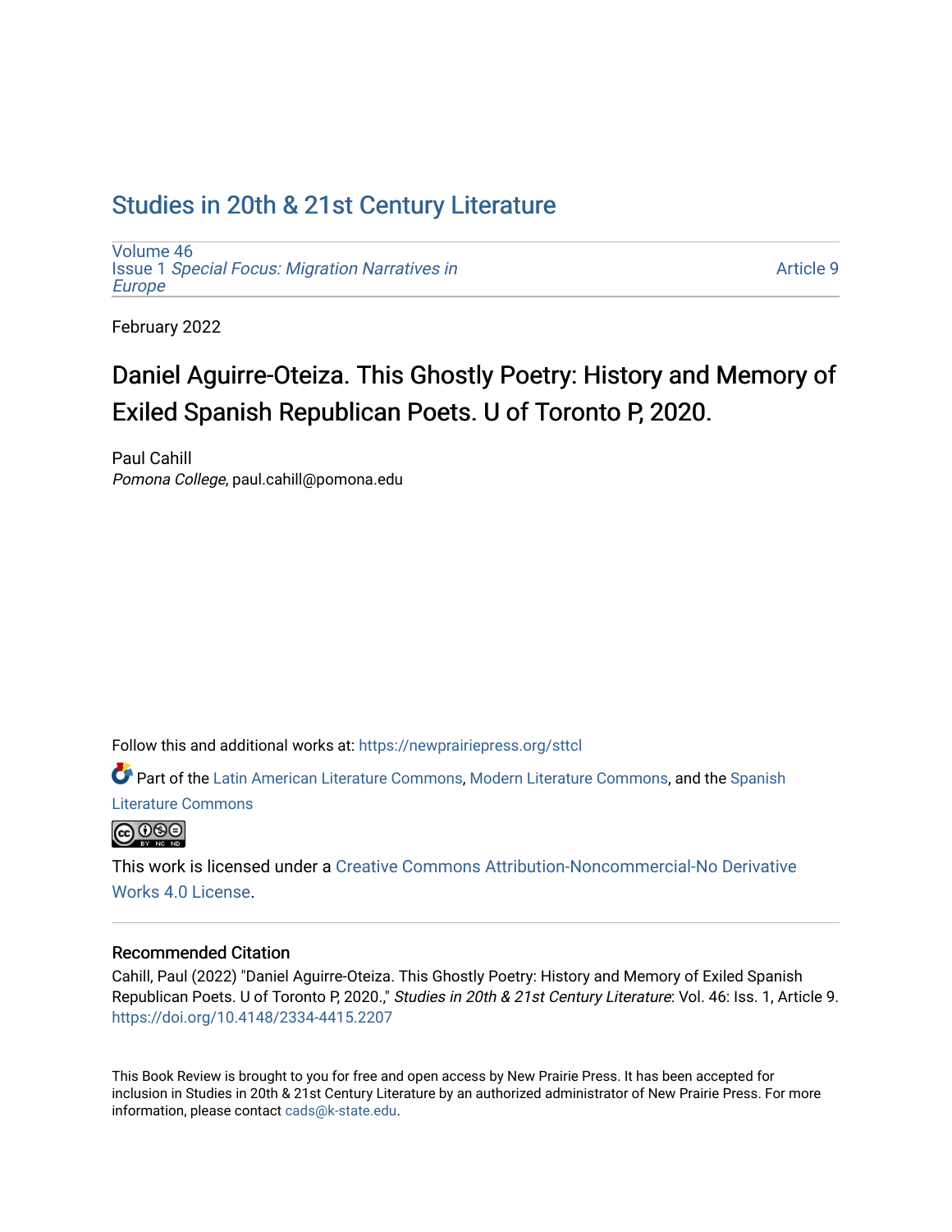# Studies in 20th & 21st Century Literature

Volume 46
Issue 1 *Special Focus: Migration Narratives in Europe*

Article 9

February 2022

## Daniel Aguirre-Oteiza. This Ghostly Poetry: History and Memory of Exiled Spanish Republican Poets. U of Toronto P, 2020.

Paul Cahill
*Pomona College*, paul.cahill@pomona.edu

Follow this and additional works at: https://newprairiepress.org/sttcl

Part of the Latin American Literature Commons, Modern Literature Commons, and the Spanish Literature Commons

This work is licensed under a Creative Commons Attribution-Noncommercial-No Derivative Works 4.0 License.

### Recommended Citation

Cahill, Paul (2022) "Daniel Aguirre-Oteiza. This Ghostly Poetry: History and Memory of Exiled Spanish Republican Poets. U of Toronto P, 2020.," *Studies in 20th & 21st Century Literature*: Vol. 46: Iss. 1, Article 9. https://doi.org/10.4148/2334-4415.2207

This Book Review is brought to you for free and open access by New Prairie Press. It has been accepted for inclusion in Studies in 20th & 21st Century Literature by an authorized administrator of New Prairie Press. For more information, please contact cads@k-state.edu.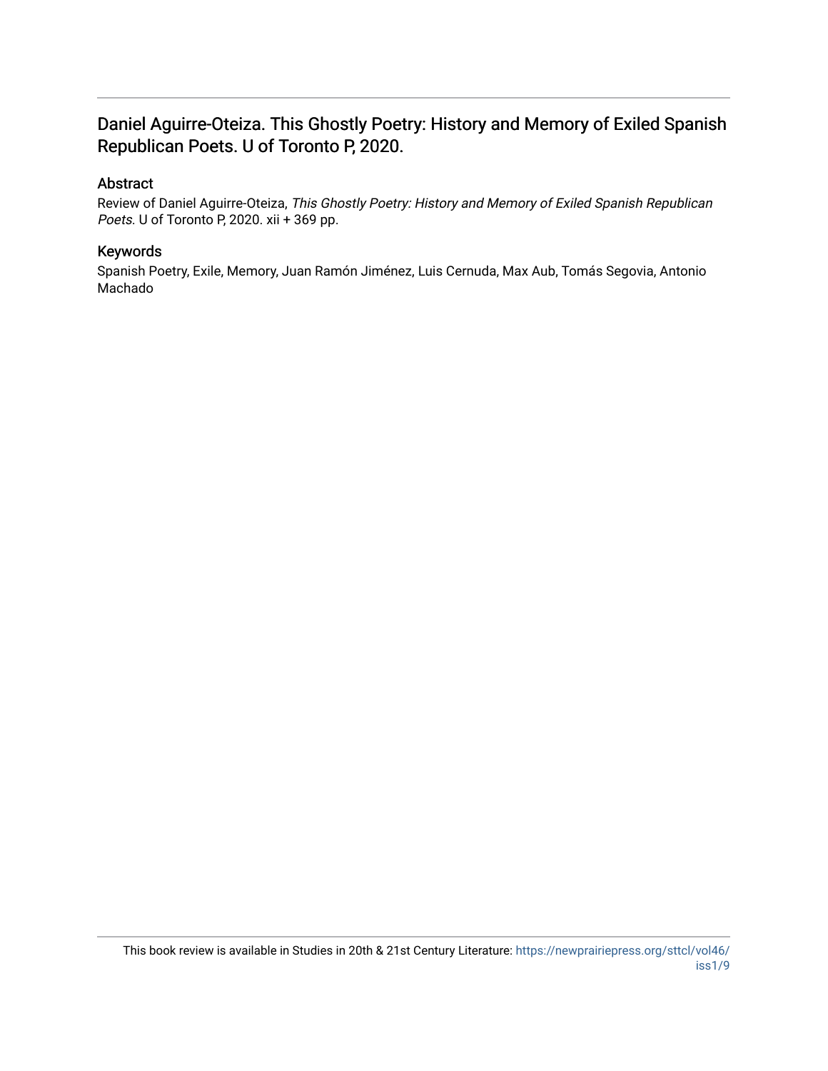# Daniel Aguirre-Oteiza. This Ghostly Poetry: History and Memory of Exiled Spanish Republican Poets. U of Toronto P, 2020.

## Abstract

Review of Daniel Aguirre-Oteiza, *This Ghostly Poetry: History and Memory of Exiled Spanish Republican Poets*. U of Toronto P, 2020. xii + 369 pp.

## Keywords

Spanish Poetry, Exile, Memory, Juan Ramón Jiménez, Luis Cernuda, Max Aub, Tomás Segovia, Antonio Machado

This book review is available in Studies in 20th & 21st Century Literature: https://newprairiepress.org/sttcl/vol46/iss1/9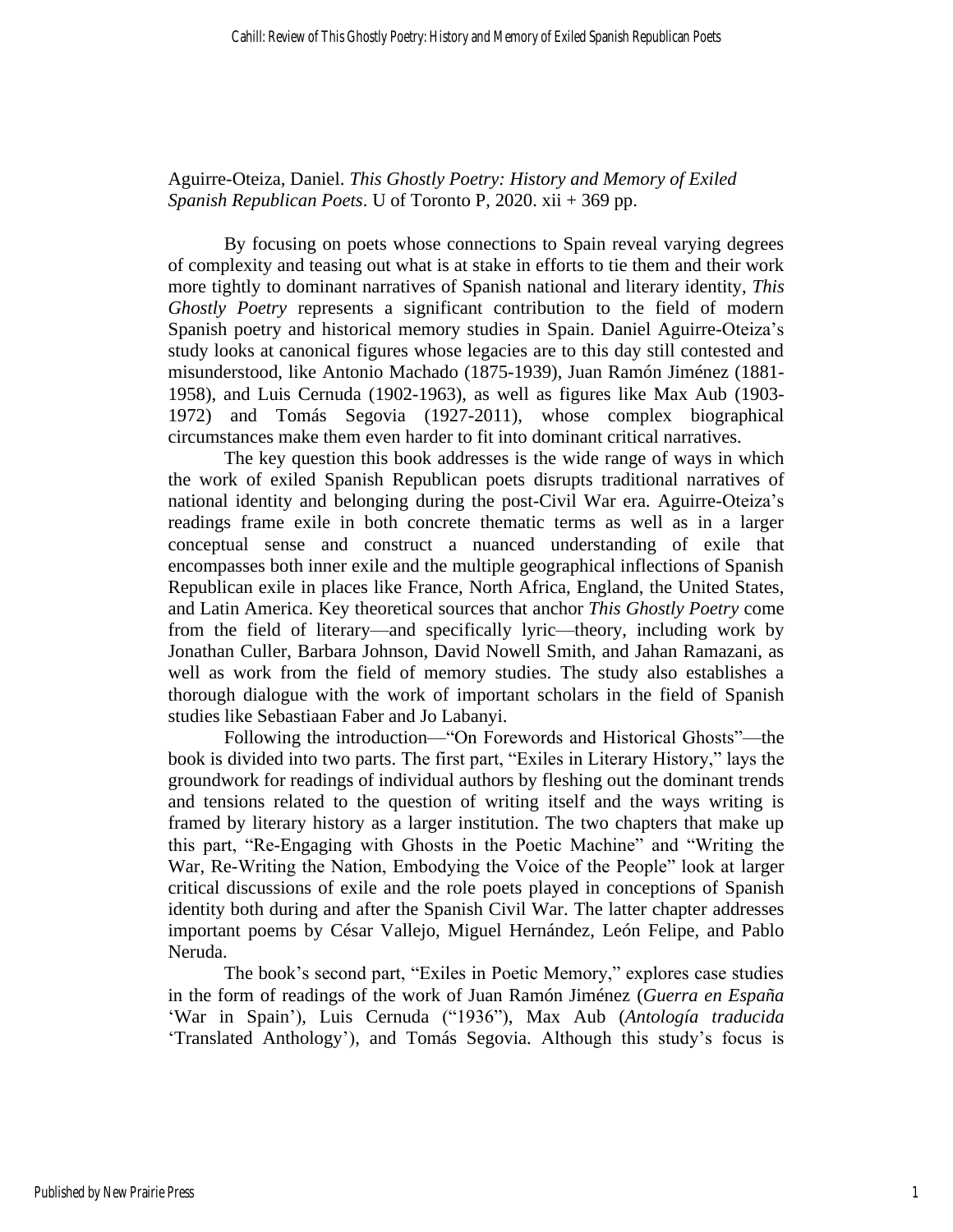Aguirre-Oteiza, Daniel. *This Ghostly Poetry: History and Memory of Exiled Spanish Republican Poets*. U of Toronto P, 2020. xii + 369 pp.

By focusing on poets whose connections to Spain reveal varying degrees of complexity and teasing out what is at stake in efforts to tie them and their work more tightly to dominant narratives of Spanish national and literary identity, *This Ghostly Poetry* represents a significant contribution to the field of modern Spanish poetry and historical memory studies in Spain. Daniel Aguirre-Oteiza's study looks at canonical figures whose legacies are to this day still contested and misunderstood, like Antonio Machado (1875-1939), Juan Ramón Jiménez (1881-1958), and Luis Cernuda (1902-1963), as well as figures like Max Aub (1903-1972) and Tomás Segovia (1927-2011), whose complex biographical circumstances make them even harder to fit into dominant critical narratives.

The key question this book addresses is the wide range of ways in which the work of exiled Spanish Republican poets disrupts traditional narratives of national identity and belonging during the post-Civil War era. Aguirre-Oteiza's readings frame exile in both concrete thematic terms as well as in a larger conceptual sense and construct a nuanced understanding of exile that encompasses both inner exile and the multiple geographical inflections of Spanish Republican exile in places like France, North Africa, England, the United States, and Latin America. Key theoretical sources that anchor *This Ghostly Poetry* come from the field of literary—and specifically lyric—theory, including work by Jonathan Culler, Barbara Johnson, David Nowell Smith, and Jahan Ramazani, as well as work from the field of memory studies. The study also establishes a thorough dialogue with the work of important scholars in the field of Spanish studies like Sebastiaan Faber and Jo Labanyi.

Following the introduction—"On Forewords and Historical Ghosts"—the book is divided into two parts. The first part, "Exiles in Literary History," lays the groundwork for readings of individual authors by fleshing out the dominant trends and tensions related to the question of writing itself and the ways writing is framed by literary history as a larger institution. The two chapters that make up this part, "Re-Engaging with Ghosts in the Poetic Machine" and "Writing the War, Re-Writing the Nation, Embodying the Voice of the People" look at larger critical discussions of exile and the role poets played in conceptions of Spanish identity both during and after the Spanish Civil War. The latter chapter addresses important poems by César Vallejo, Miguel Hernández, León Felipe, and Pablo Neruda.

The book's second part, "Exiles in Poetic Memory," explores case studies in the form of readings of the work of Juan Ramón Jiménez (*Guerra en España* 'War in Spain'), Luis Cernuda ("1936"), Max Aub (*Antología traducida* 'Translated Anthology'), and Tomás Segovia. Although this study's focus is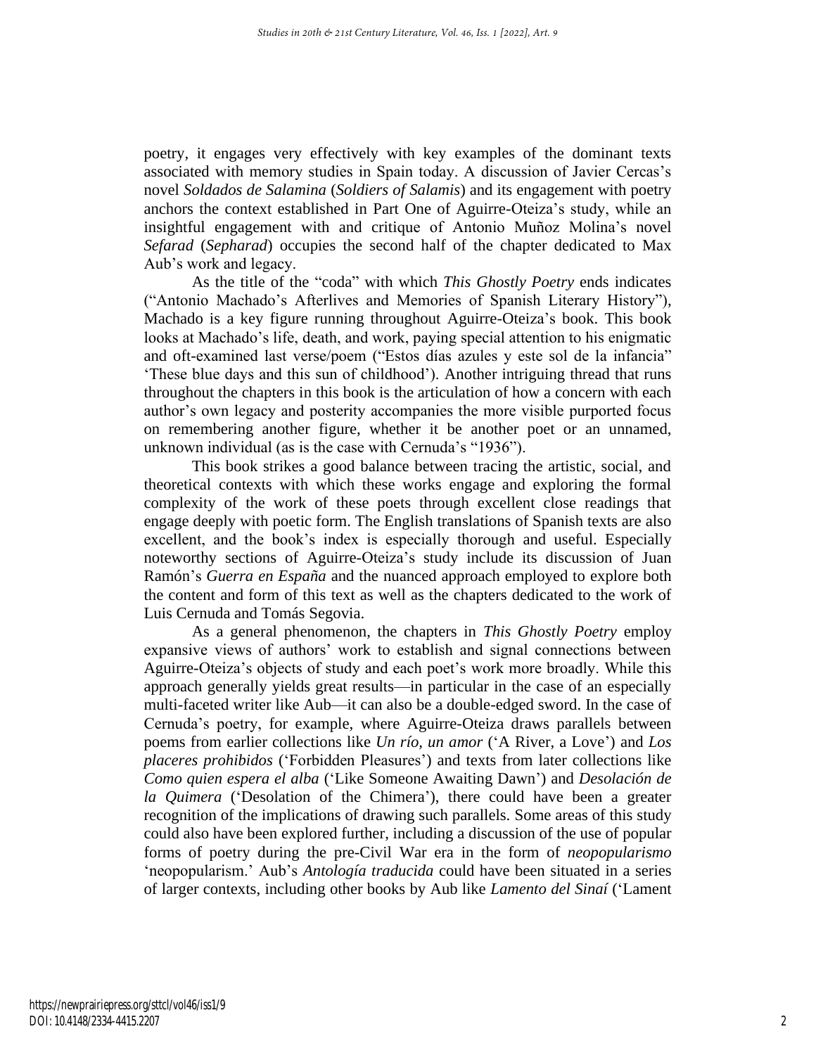poetry, it engages very effectively with key examples of the dominant texts associated with memory studies in Spain today. A discussion of Javier Cercas's novel *Soldados de Salamina* (*Soldiers of Salamis*) and its engagement with poetry anchors the context established in Part One of Aguirre-Oteiza's study, while an insightful engagement with and critique of Antonio Muñoz Molina's novel *Sefarad* (*Sepharad*) occupies the second half of the chapter dedicated to Max Aub's work and legacy.

As the title of the "coda" with which *This Ghostly Poetry* ends indicates ("Antonio Machado's Afterlives and Memories of Spanish Literary History"), Machado is a key figure running throughout Aguirre-Oteiza's book. This book looks at Machado's life, death, and work, paying special attention to his enigmatic and oft-examined last verse/poem ("Estos días azules y este sol de la infancia" 'These blue days and this sun of childhood'). Another intriguing thread that runs throughout the chapters in this book is the articulation of how a concern with each author's own legacy and posterity accompanies the more visible purported focus on remembering another figure, whether it be another poet or an unnamed, unknown individual (as is the case with Cernuda's "1936").

This book strikes a good balance between tracing the artistic, social, and theoretical contexts with which these works engage and exploring the formal complexity of the work of these poets through excellent close readings that engage deeply with poetic form. The English translations of Spanish texts are also excellent, and the book's index is especially thorough and useful. Especially noteworthy sections of Aguirre-Oteiza's study include its discussion of Juan Ramón's *Guerra en España* and the nuanced approach employed to explore both the content and form of this text as well as the chapters dedicated to the work of Luis Cernuda and Tomás Segovia.

As a general phenomenon, the chapters in *This Ghostly Poetry* employ expansive views of authors' work to establish and signal connections between Aguirre-Oteiza's objects of study and each poet's work more broadly. While this approach generally yields great results—in particular in the case of an especially multi-faceted writer like Aub—it can also be a double-edged sword. In the case of Cernuda's poetry, for example, where Aguirre-Oteiza draws parallels between poems from earlier collections like *Un río, un amor* ('A River, a Love') and *Los placeres prohibidos* ('Forbidden Pleasures') and texts from later collections like *Como quien espera el alba* ('Like Someone Awaiting Dawn') and *Desolación de la Quimera* ('Desolation of the Chimera'), there could have been a greater recognition of the implications of drawing such parallels. Some areas of this study could also have been explored further, including a discussion of the use of popular forms of poetry during the pre-Civil War era in the form of *neopopularismo* 'neopopularism.' Aub's *Antología traducida* could have been situated in a series of larger contexts, including other books by Aub like *Lamento del Sinaí* ('Lament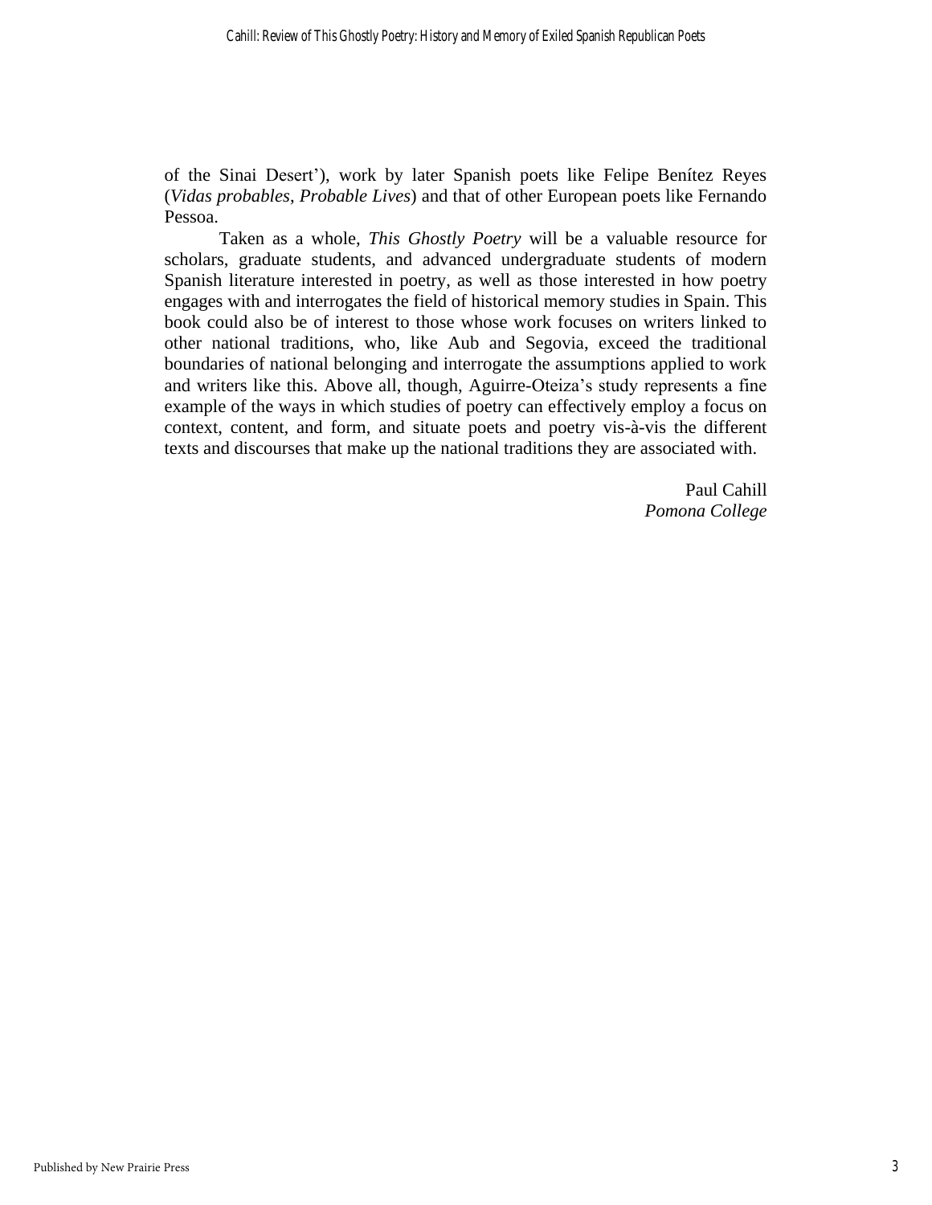of the Sinai Desert'), work by later Spanish poets like Felipe Benítez Reyes (*Vidas probables*, *Probable Lives*) and that of other European poets like Fernando Pessoa.

Taken as a whole, *This Ghostly Poetry* will be a valuable resource for scholars, graduate students, and advanced undergraduate students of modern Spanish literature interested in poetry, as well as those interested in how poetry engages with and interrogates the field of historical memory studies in Spain. This book could also be of interest to those whose work focuses on writers linked to other national traditions, who, like Aub and Segovia, exceed the traditional boundaries of national belonging and interrogate the assumptions applied to work and writers like this. Above all, though, Aguirre-Oteiza's study represents a fine example of the ways in which studies of poetry can effectively employ a focus on context, content, and form, and situate poets and poetry vis-à-vis the different texts and discourses that make up the national traditions they are associated with.

Paul Cahill
*Pomona College*